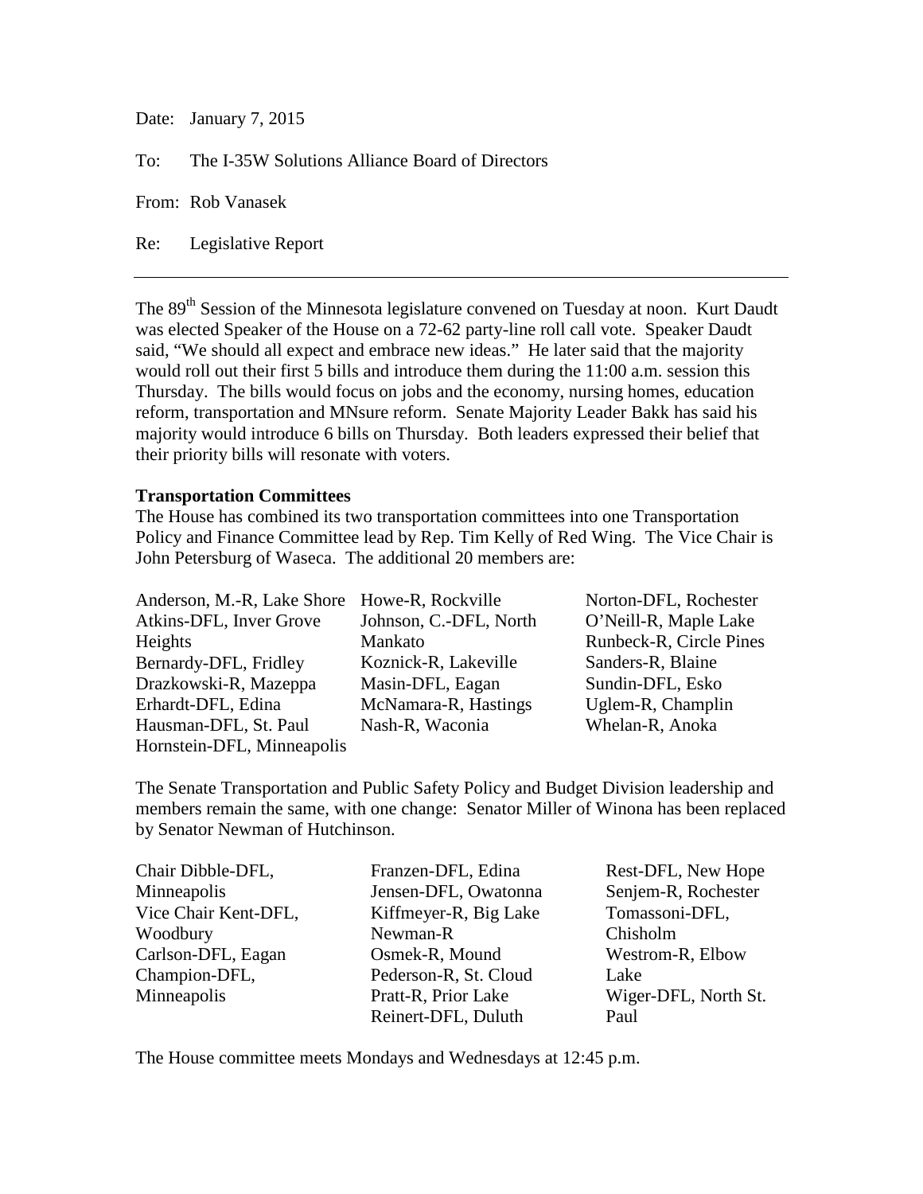Date: January 7, 2015

To: The I-35W Solutions Alliance Board of Directors

From: Rob Vanasek

Re: Legislative Report

---

The 89th Session of the Minnesota legislature convened on Tuesday at noon. Kurt Daudt was elected Speaker of the House on a 72-62 party-line roll call vote. Speaker Daudt said, "We should all expect and embrace new ideas." He later said that the majority would roll out their first 5 bills and introduce them during the 11:00 a.m. session this Thursday. The bills would focus on jobs and the economy, nursing homes, education reform, transportation and MNsure reform. Senate Majority Leader Bakk has said his majority would introduce 6 bills on Thursday. Both leaders expressed their belief that their priority bills will resonate with voters.

**Transportation Committees**

The House has combined its two transportation committees into one Transportation Policy and Finance Committee lead by Rep. Tim Kelly of Red Wing. The Vice Chair is John Petersburg of Waseca. The additional 20 members are:

- Anderson, M.-R, Lake Shore
- Atkins-DFL, Inver Grove Heights
- Bernardy-DFL, Fridley
- Drazkowski-R, Mazeppa
- Erhardt-DFL, Edina
- Hausman-DFL, St. Paul
- Hornstein-DFL, Minneapolis
- Howe-R, Rockville
- Johnson, C.-DFL, North Mankato
- Koznick-R, Lakeville
- Masin-DFL, Eagan
- McNamara-R, Hastings
- Nash-R, Waconia
- Norton-DFL, Rochester
- O'Neill-R, Maple Lake
- Runbeck-R, Circle Pines
- Sanders-R, Blaine
- Sundin-DFL, Esko
- Uglem-R, Champlin
- Whelan-R, Anoka

The Senate Transportation and Public Safety Policy and Budget Division leadership and members remain the same, with one change: Senator Miller of Winona has been replaced by Senator Newman of Hutchinson.

- Chair Dibble-DFL, Minneapolis
- Vice Chair Kent-DFL, Woodbury
- Carlson-DFL, Eagan
- Champion-DFL, Minneapolis
- Franzen-DFL, Edina
- Jensen-DFL, Owatonna
- Kiffmeyer-R, Big Lake
- Newman-R
- Osmek-R, Mound
- Pederson-R, St. Cloud
- Pratt-R, Prior Lake
- Reinert-DFL, Duluth
- Rest-DFL, New Hope
- Senjem-R, Rochester
- Tomassoni-DFL, Chisholm
- Westrom-R, Elbow Lake
- Wiger-DFL, North St. Paul

The House committee meets Mondays and Wednesdays at 12:45 p.m.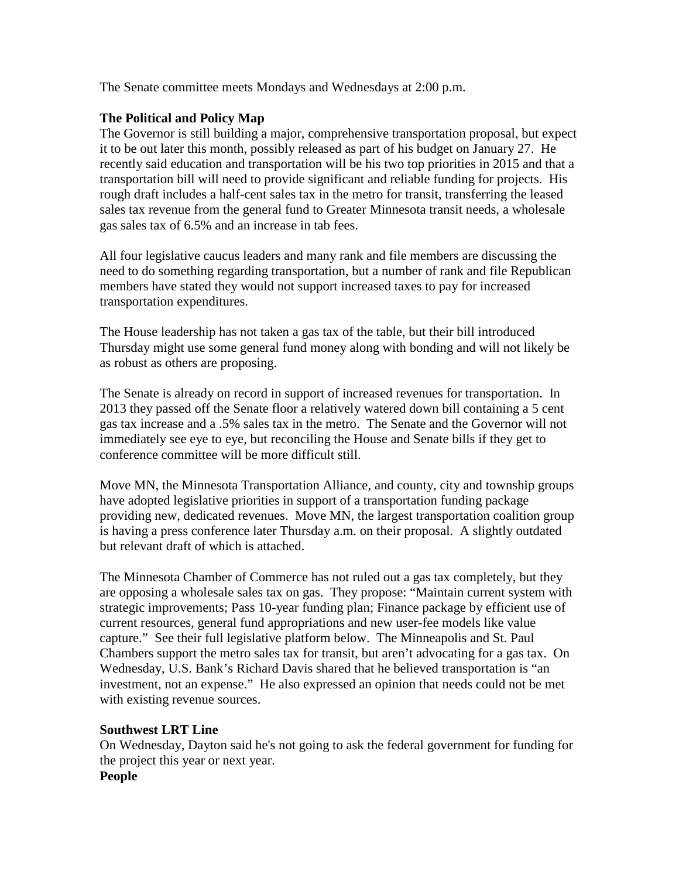The Senate committee meets Mondays and Wednesdays at 2:00 p.m.

**The Political and Policy Map**

The Governor is still building a major, comprehensive transportation proposal, but expect it to be out later this month, possibly released as part of his budget on January 27. He recently said education and transportation will be his two top priorities in 2015 and that a transportation bill will need to provide significant and reliable funding for projects. His rough draft includes a half-cent sales tax in the metro for transit, transferring the leased sales tax revenue from the general fund to Greater Minnesota transit needs, a wholesale gas sales tax of 6.5% and an increase in tab fees.

All four legislative caucus leaders and many rank and file members are discussing the need to do something regarding transportation, but a number of rank and file Republican members have stated they would not support increased taxes to pay for increased transportation expenditures.

The House leadership has not taken a gas tax of the table, but their bill introduced Thursday might use some general fund money along with bonding and will not likely be as robust as others are proposing.

The Senate is already on record in support of increased revenues for transportation. In 2013 they passed off the Senate floor a relatively watered down bill containing a 5 cent gas tax increase and a .5% sales tax in the metro. The Senate and the Governor will not immediately see eye to eye, but reconciling the House and Senate bills if they get to conference committee will be more difficult still.

Move MN, the Minnesota Transportation Alliance, and county, city and township groups have adopted legislative priorities in support of a transportation funding package providing new, dedicated revenues. Move MN, the largest transportation coalition group is having a press conference later Thursday a.m. on their proposal. A slightly outdated but relevant draft of which is attached.

The Minnesota Chamber of Commerce has not ruled out a gas tax completely, but they are opposing a wholesale sales tax on gas. They propose: "Maintain current system with strategic improvements; Pass 10-year funding plan; Finance package by efficient use of current resources, general fund appropriations and new user-fee models like value capture." See their full legislative platform below. The Minneapolis and St. Paul Chambers support the metro sales tax for transit, but aren't advocating for a gas tax. On Wednesday, U.S. Bank's Richard Davis shared that he believed transportation is "an investment, not an expense." He also expressed an opinion that needs could not be met with existing revenue sources.

**Southwest LRT Line**

On Wednesday, Dayton said he's not going to ask the federal government for funding for the project this year or next year.

**People**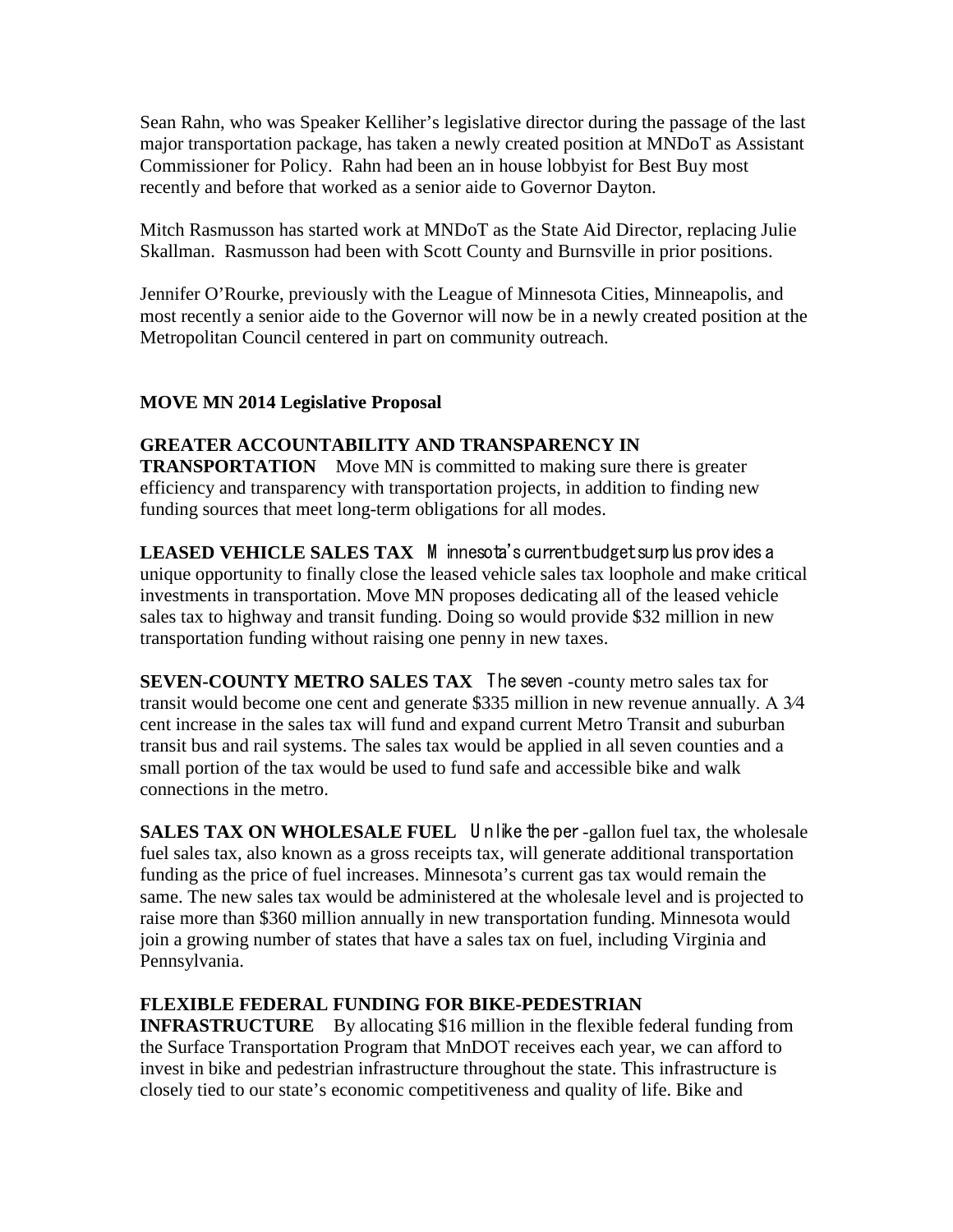Sean Rahn, who was Speaker Kelliher's legislative director during the passage of the last major transportation package, has taken a newly created position at MNDoT as Assistant Commissioner for Policy. Rahn had been an in house lobbyist for Best Buy most recently and before that worked as a senior aide to Governor Dayton.

Mitch Rasmusson has started work at MNDoT as the State Aid Director, replacing Julie Skallman. Rasmusson had been with Scott County and Burnsville in prior positions.

Jennifer O'Rourke, previously with the League of Minnesota Cities, Minneapolis, and most recently a senior aide to the Governor will now be in a newly created position at the Metropolitan Council centered in part on community outreach.

**MOVE MN 2014 Legislative Proposal**

**GREATER ACCOUNTABILITY AND TRANSPARENCY IN TRANSPORTATION** Move MN is committed to making sure there is greater efficiency and transparency with transportation projects, in addition to finding new funding sources that meet long-term obligations for all modes.

**LEASED VEHICLE SALES TAX** Minnesota's current budget surplus provides a unique opportunity to finally close the leased vehicle sales tax loophole and make critical investments in transportation. Move MN proposes dedicating all of the leased vehicle sales tax to highway and transit funding. Doing so would provide $32 million in new transportation funding without raising one penny in new taxes.

**SEVEN-COUNTY METRO SALES TAX** The seven-county metro sales tax for transit would become one cent and generate $335 million in new revenue annually. A 3⁄4 cent increase in the sales tax will fund and expand current Metro Transit and suburban transit bus and rail systems. The sales tax would be applied in all seven counties and a small portion of the tax would be used to fund safe and accessible bike and walk connections in the metro.

**SALES TAX ON WHOLESALE FUEL** Unlike the per-gallon fuel tax, the wholesale fuel sales tax, also known as a gross receipts tax, will generate additional transportation funding as the price of fuel increases. Minnesota's current gas tax would remain the same. The new sales tax would be administered at the wholesale level and is projected to raise more than $360 million annually in new transportation funding. Minnesota would join a growing number of states that have a sales tax on fuel, including Virginia and Pennsylvania.

**FLEXIBLE FEDERAL FUNDING FOR BIKE-PEDESTRIAN INFRASTRUCTURE** By allocating $16 million in the flexible federal funding from the Surface Transportation Program that MnDOT receives each year, we can afford to invest in bike and pedestrian infrastructure throughout the state. This infrastructure is closely tied to our state's economic competitiveness and quality of life. Bike and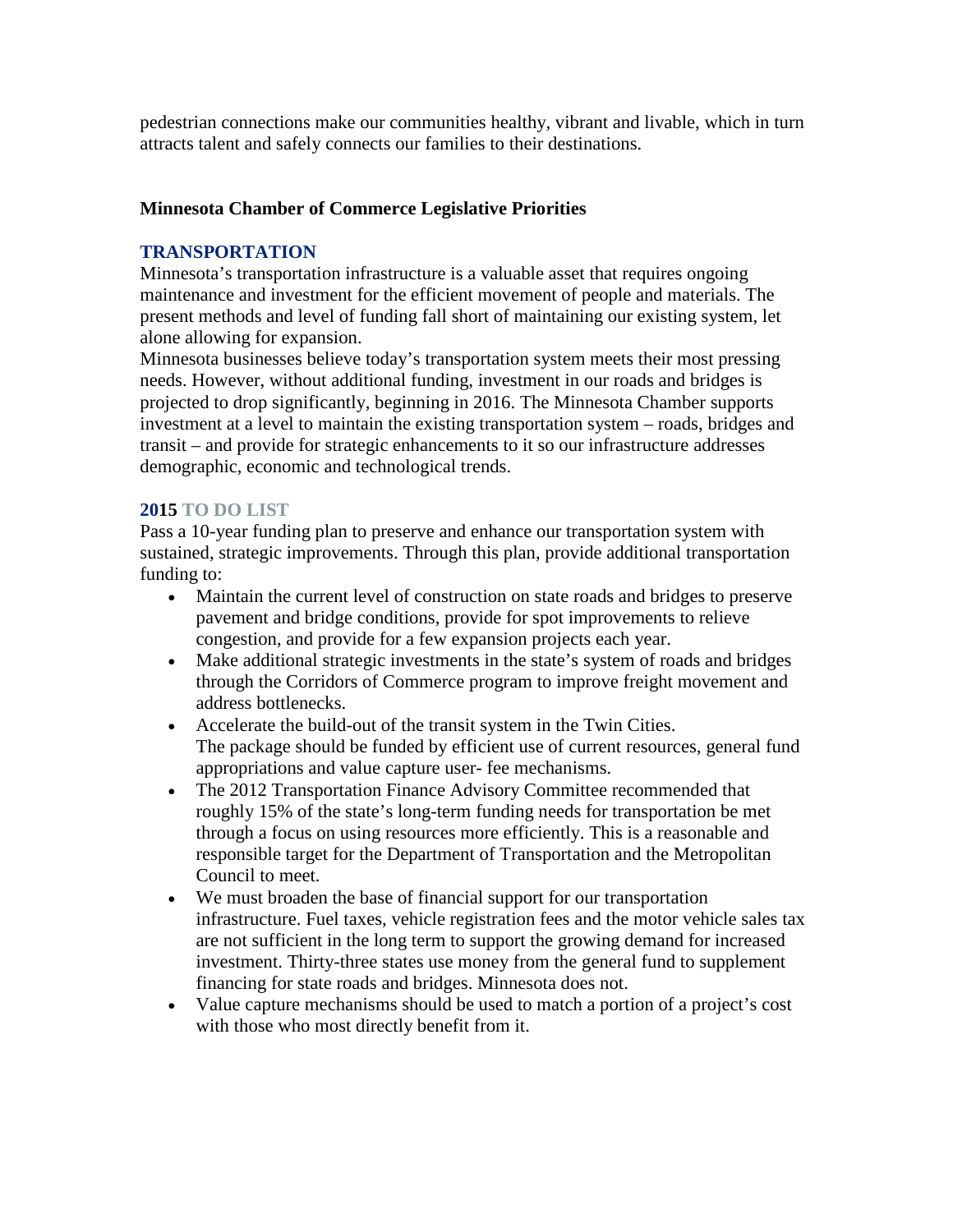pedestrian connections make our communities healthy, vibrant and livable, which in turn attracts talent and safely connects our families to their destinations.

**Minnesota Chamber of Commerce Legislative Priorities**

### TRANSPORTATION

Minnesota's transportation infrastructure is a valuable asset that requires ongoing maintenance and investment for the efficient movement of people and materials. The present methods and level of funding fall short of maintaining our existing system, let alone allowing for expansion.

Minnesota businesses believe today's transportation system meets their most pressing needs. However, without additional funding, investment in our roads and bridges is projected to drop significantly, beginning in 2016. The Minnesota Chamber supports investment at a level to maintain the existing transportation system – roads, bridges and transit – and provide for strategic enhancements to it so our infrastructure addresses demographic, economic and technological trends.

### 2015 TO DO LIST

Pass a 10-year funding plan to preserve and enhance our transportation system with sustained, strategic improvements. Through this plan, provide additional transportation funding to:

- Maintain the current level of construction on state roads and bridges to preserve pavement and bridge conditions, provide for spot improvements to relieve congestion, and provide for a few expansion projects each year.
- Make additional strategic investments in the state's system of roads and bridges through the Corridors of Commerce program to improve freight movement and address bottlenecks.
- Accelerate the build-out of the transit system in the Twin Cities.
  The package should be funded by efficient use of current resources, general fund appropriations and value capture user- fee mechanisms.
- The 2012 Transportation Finance Advisory Committee recommended that roughly 15% of the state's long-term funding needs for transportation be met through a focus on using resources more efficiently. This is a reasonable and responsible target for the Department of Transportation and the Metropolitan Council to meet.
- We must broaden the base of financial support for our transportation infrastructure. Fuel taxes, vehicle registration fees and the motor vehicle sales tax are not sufficient in the long term to support the growing demand for increased investment. Thirty-three states use money from the general fund to supplement financing for state roads and bridges. Minnesota does not.
- Value capture mechanisms should be used to match a portion of a project's cost with those who most directly benefit from it.